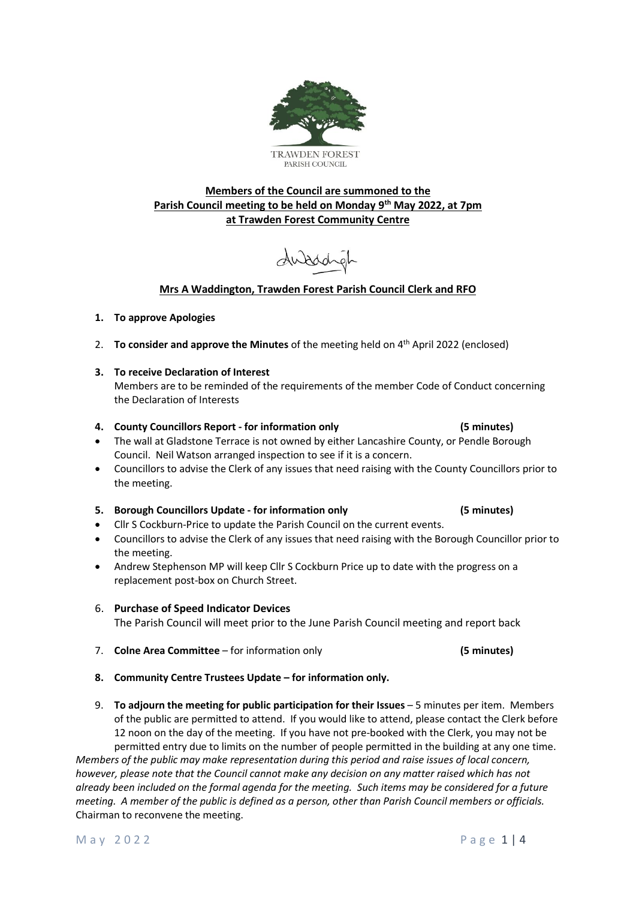TRAWDEN FOREST
PARISH COUNCIL

**Members of the Council are summoned to the**
**Parish Council meeting to be held on Monday 9th May 2022, at 7pm**
**at Trawden Forest Community Centre**

**Mrs A Waddington, Trawden Forest Parish Council Clerk and RFO**

1. **To approve Apologies**

2. **To consider and approve the Minutes** of the meeting held on 4th April 2022 (enclosed)

3. **To receive Declaration of Interest**
   Members are to be reminded of the requirements of the member Code of Conduct concerning the Declaration of Interests

4. **County Councillors Report - for information only (5 minutes)**
   - The wall at Gladstone Terrace is not owned by either Lancashire County, or Pendle Borough Council. Neil Watson arranged inspection to see if it is a concern.
   - Councillors to advise the Clerk of any issues that need raising with the County Councillors prior to the meeting.

5. **Borough Councillors Update - for information only (5 minutes)**
   - Cllr S Cockburn-Price to update the Parish Council on the current events.
   - Councillors to advise the Clerk of any issues that need raising with the Borough Councillor prior to the meeting.
   - Andrew Stephenson MP will keep Cllr S Cockburn Price up to date with the progress on a replacement post-box on Church Street.

6. **Purchase of Speed Indicator Devices**
   The Parish Council will meet prior to the June Parish Council meeting and report back

7. **Colne Area Committee** – for information only **(5 minutes)**

8. **Community Centre Trustees Update – for information only.**

9. **To adjourn the meeting for public participation for their Issues** – 5 minutes per item. Members of the public are permitted to attend. If you would like to attend, please contact the Clerk before 12 noon on the day of the meeting. If you have not pre-booked with the Clerk, you may not be permitted entry due to limits on the number of people permitted in the building at any one time.

*Members of the public may make representation during this period and raise issues of local concern, however, please note that the Council cannot make any decision on any matter raised which has not already been included on the formal agenda for the meeting. Such items may be considered for a future meeting. A member of the public is defined as a person, other than Parish Council members or officials.*
Chairman to reconvene the meeting.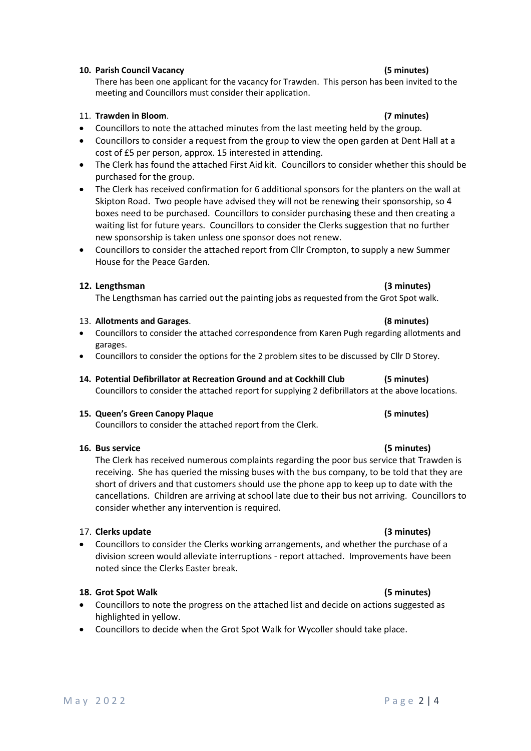**10. Parish Council Vacancy (5 minutes)**

There has been one applicant for the vacancy for Trawden. This person has been invited to the meeting and Councillors must consider their application.

11. **Trawden in Bloom**. **(7 minutes)**

- Councillors to note the attached minutes from the last meeting held by the group.
- Councillors to consider a request from the group to view the open garden at Dent Hall at a cost of £5 per person, approx. 15 interested in attending.
- The Clerk has found the attached First Aid kit. Councillors to consider whether this should be purchased for the group.
- The Clerk has received confirmation for 6 additional sponsors for the planters on the wall at Skipton Road. Two people have advised they will not be renewing their sponsorship, so 4 boxes need to be purchased. Councillors to consider purchasing these and then creating a waiting list for future years. Councillors to consider the Clerks suggestion that no further new sponsorship is taken unless one sponsor does not renew.
- Councillors to consider the attached report from Cllr Crompton, to supply a new Summer House for the Peace Garden.

**12. Lengthsman (3 minutes)**

The Lengthsman has carried out the painting jobs as requested from the Grot Spot walk.

13. **Allotments and Garages**. **(8 minutes)**

- Councillors to consider the attached correspondence from Karen Pugh regarding allotments and garages.
- Councillors to consider the options for the 2 problem sites to be discussed by Cllr D Storey.

**14. Potential Defibrillator at Recreation Ground and at Cockhill Club (5 minutes)**

Councillors to consider the attached report for supplying 2 defibrillators at the above locations.

**15. Queen's Green Canopy Plaque (5 minutes)**

Councillors to consider the attached report from the Clerk.

**16. Bus service (5 minutes)**

The Clerk has received numerous complaints regarding the poor bus service that Trawden is receiving. She has queried the missing buses with the bus company, to be told that they are short of drivers and that customers should use the phone app to keep up to date with the cancellations. Children are arriving at school late due to their bus not arriving. Councillors to consider whether any intervention is required.

17. **Clerks update (3 minutes)**

- Councillors to consider the Clerks working arrangements, and whether the purchase of a division screen would alleviate interruptions - report attached. Improvements have been noted since the Clerks Easter break.

**18. Grot Spot Walk (5 minutes)**

- Councillors to note the progress on the attached list and decide on actions suggested as highlighted in yellow.
- Councillors to decide when the Grot Spot Walk for Wycoller should take place.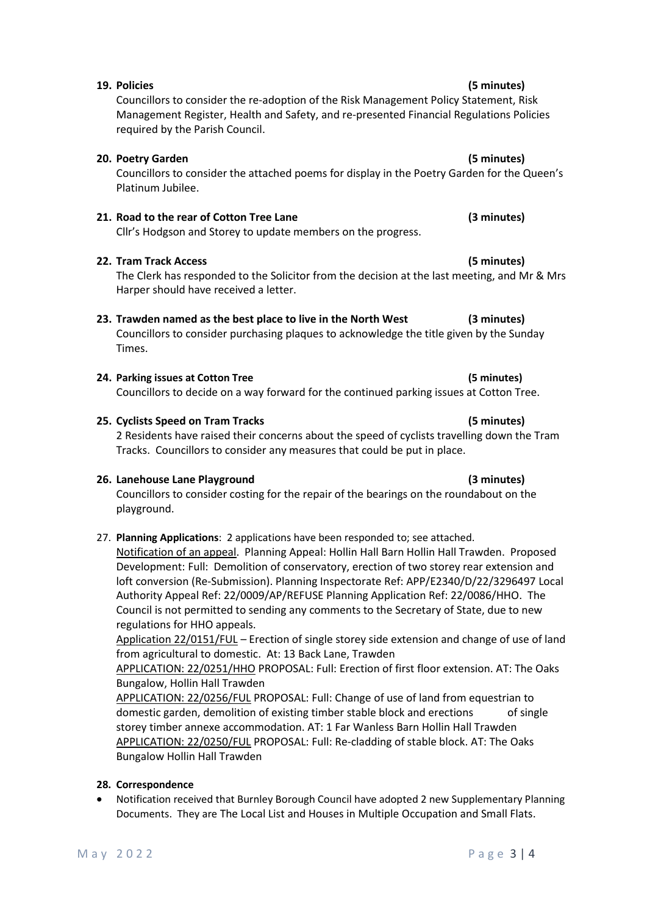**19. Policies (5 minutes)**

Councillors to consider the re-adoption of the Risk Management Policy Statement, Risk Management Register, Health and Safety, and re-presented Financial Regulations Policies required by the Parish Council.

**20. Poetry Garden (5 minutes)**

Councillors to consider the attached poems for display in the Poetry Garden for the Queen's Platinum Jubilee.

**21. Road to the rear of Cotton Tree Lane (3 minutes)**

Cllr's Hodgson and Storey to update members on the progress.

**22. Tram Track Access (5 minutes)**

The Clerk has responded to the Solicitor from the decision at the last meeting, and Mr & Mrs Harper should have received a letter.

**23. Trawden named as the best place to live in the North West (3 minutes)**

Councillors to consider purchasing plaques to acknowledge the title given by the Sunday Times.

**24. Parking issues at Cotton Tree (5 minutes)**

Councillors to decide on a way forward for the continued parking issues at Cotton Tree.

**25. Cyclists Speed on Tram Tracks (5 minutes)**

2 Residents have raised their concerns about the speed of cyclists travelling down the Tram Tracks. Councillors to consider any measures that could be put in place.

**26. Lanehouse Lane Playground (3 minutes)**

Councillors to consider costing for the repair of the bearings on the roundabout on the playground.

27. **Planning Applications**: 2 applications have been responded to; see attached.

<u>Notification of an appeal</u>. Planning Appeal: Hollin Hall Barn Hollin Hall Trawden. Proposed Development: Full: Demolition of conservatory, erection of two storey rear extension and loft conversion (Re-Submission). Planning Inspectorate Ref: APP/E2340/D/22/3296497 Local Authority Appeal Ref: 22/0009/AP/REFUSE Planning Application Ref: 22/0086/HHO. The Council is not permitted to sending any comments to the Secretary of State, due to new regulations for HHO appeals.

<u>Application 22/0151/FUL</u> – Erection of single storey side extension and change of use of land from agricultural to domestic. At: 13 Back Lane, Trawden

<u>APPLICATION: 22/0251/HHO</u> PROPOSAL: Full: Erection of first floor extension. AT: The Oaks Bungalow, Hollin Hall Trawden

<u>APPLICATION: 22/0256/FUL</u> PROPOSAL: Full: Change of use of land from equestrian to domestic garden, demolition of existing timber stable block and erections of single storey timber annexe accommodation. AT: 1 Far Wanless Barn Hollin Hall Trawden

<u>APPLICATION: 22/0250/FUL</u> PROPOSAL: Full: Re-cladding of stable block. AT: The Oaks Bungalow Hollin Hall Trawden

**28. Correspondence**

- Notification received that Burnley Borough Council have adopted 2 new Supplementary Planning Documents. They are The Local List and Houses in Multiple Occupation and Small Flats.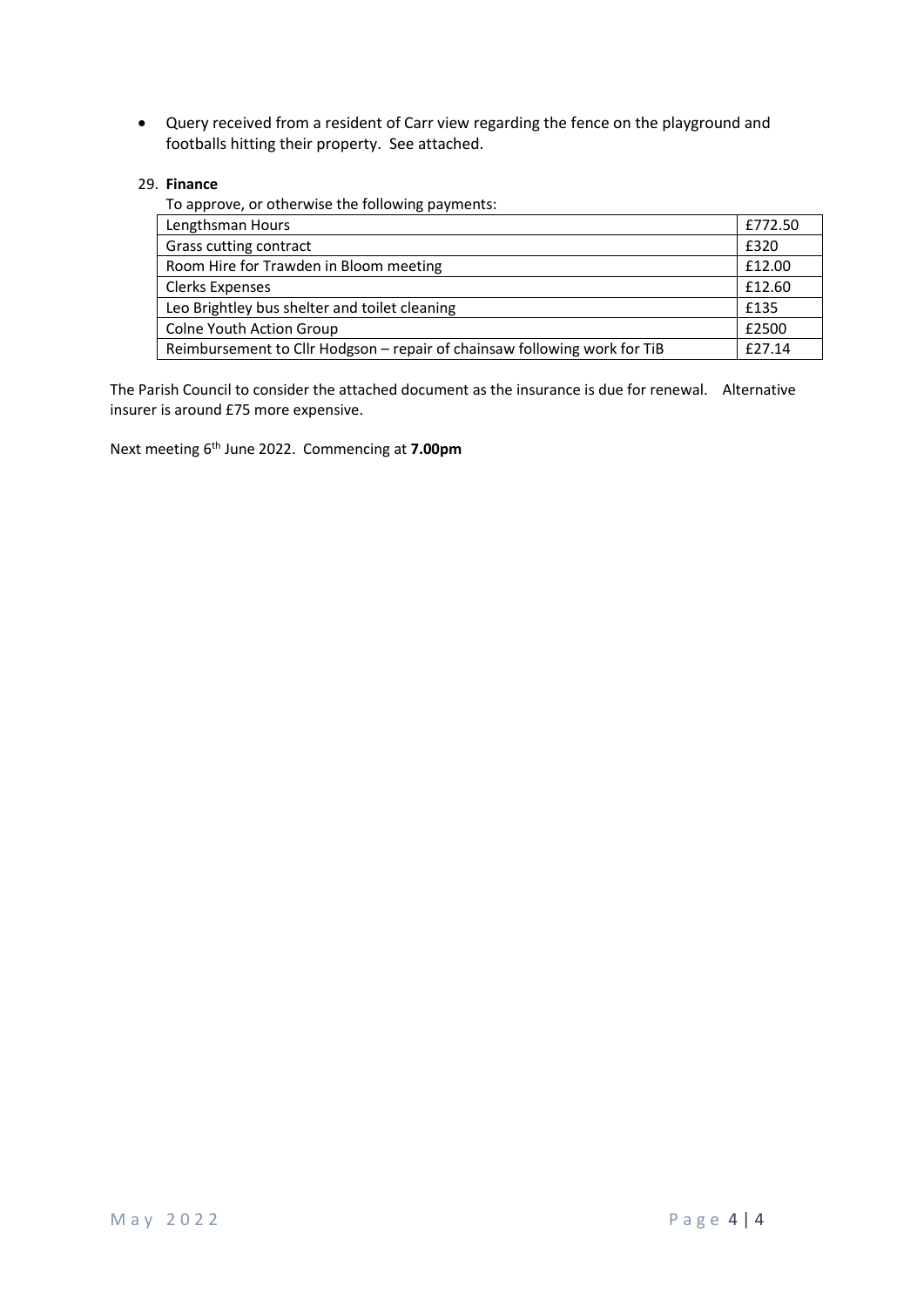- Query received from a resident of Carr view regarding the fence on the playground and footballs hitting their property. See attached.

29. **Finance**

To approve, or otherwise the following payments:

| | |
|---|---|
| Lengthsman Hours | £772.50 |
| Grass cutting contract | £320 |
| Room Hire for Trawden in Bloom meeting | £12.00 |
| Clerks Expenses | £12.60 |
| Leo Brightley bus shelter and toilet cleaning | £135 |
| Colne Youth Action Group | £2500 |
| Reimbursement to Cllr Hodgson – repair of chainsaw following work for TiB | £27.14 |

The Parish Council to consider the attached document as the insurance is due for renewal. Alternative insurer is around £75 more expensive.

Next meeting 6th June 2022. Commencing at **7.00pm**